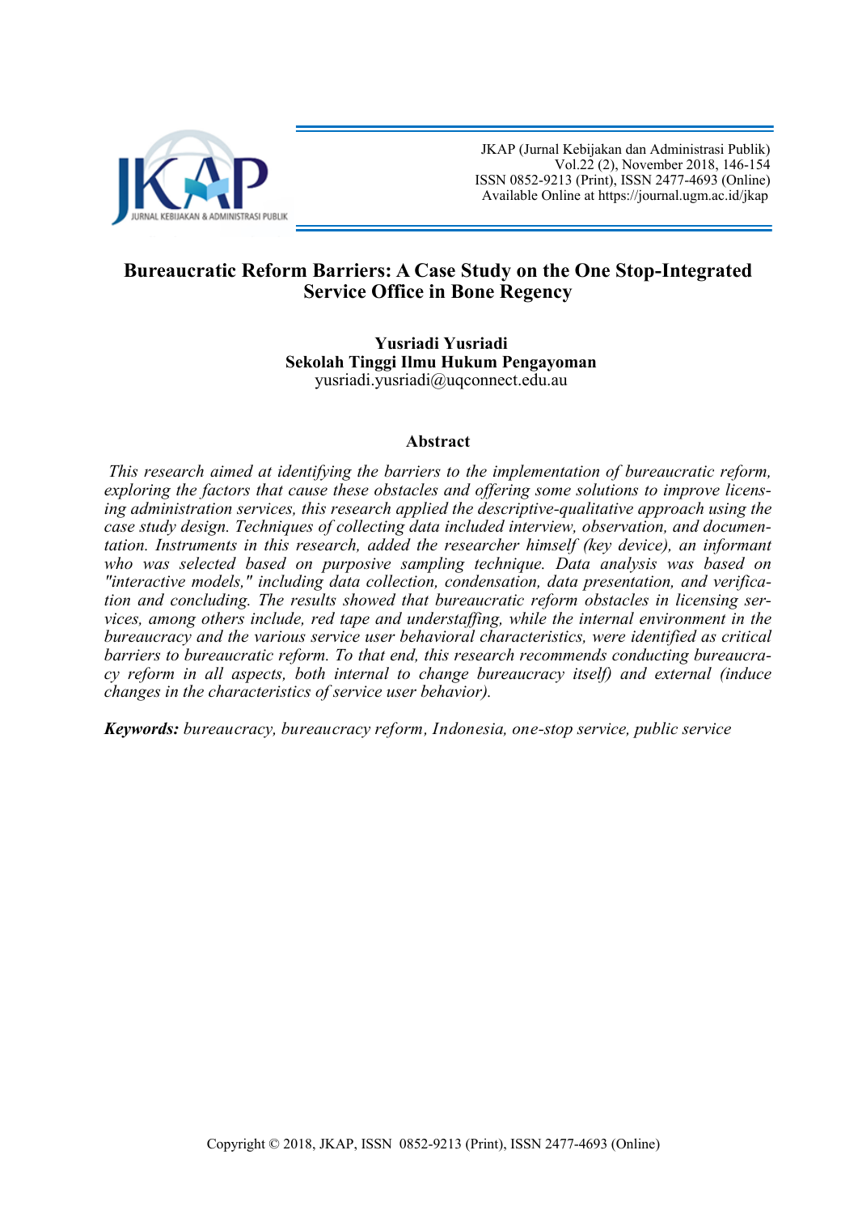# Bureaucratic Reform Barriers: A Case Study on the One Stop-Integrated Service Office in Bone Regency

**Yusriadi Yusriadi**
**Sekolah Tinggi Ilmu Hukum Pengayoman**
yusriadi.yusriadi@uqconnect.edu.au

## Abstract

*This research aimed at identifying the barriers to the implementation of bureaucratic reform, exploring the factors that cause these obstacles and offering some solutions to improve licensing administration services, this research applied the descriptive-qualitative approach using the case study design. Techniques of collecting data included interview, observation, and documentation. Instruments in this research, added the researcher himself (key device), an informant who was selected based on purposive sampling technique. Data analysis was based on "interactive models," including data collection, condensation, data presentation, and verification and concluding. The results showed that bureaucratic reform obstacles in licensing services, among others include, red tape and understaffing, while the internal environment in the bureaucracy and the various service user behavioral characteristics, were identified as critical barriers to bureaucratic reform. To that end, this research recommends conducting bureaucracy reform in all aspects, both internal to change bureaucracy itself) and external (induce changes in the characteristics of service user behavior).*

***Keywords:*** *bureaucracy, bureaucracy reform, Indonesia, one-stop service, public service*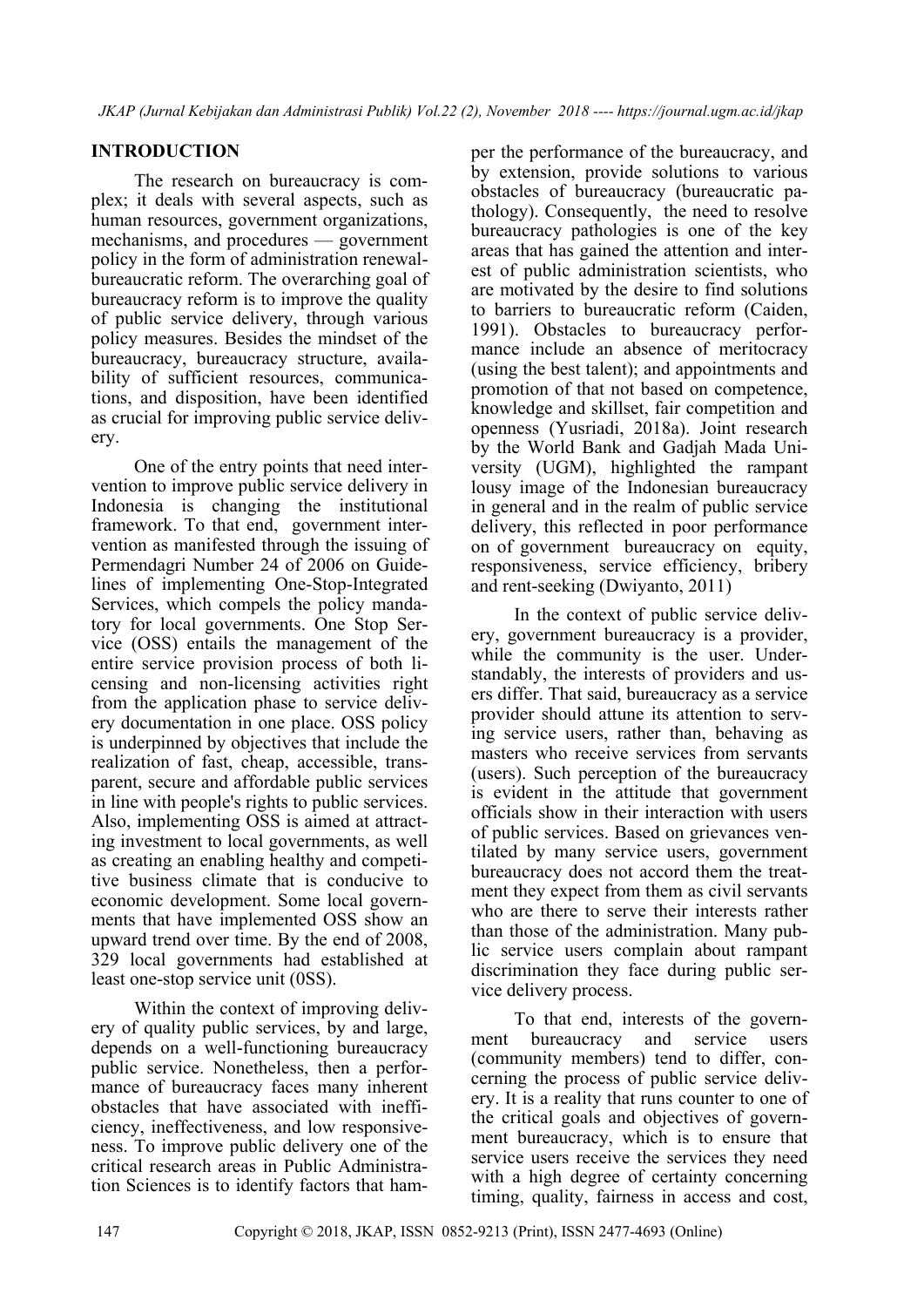## INTRODUCTION

The research on bureaucracy is complex; it deals with several aspects, such as human resources, government organizations, mechanisms, and procedures — government policy in the form of administration renewal-bureaucratic reform. The overarching goal of bureaucracy reform is to improve the quality of public service delivery, through various policy measures. Besides the mindset of the bureaucracy, bureaucracy structure, availability of sufficient resources, communications, and disposition, have been identified as crucial for improving public service delivery.

One of the entry points that need intervention to improve public service delivery in Indonesia is changing the institutional framework. To that end, government intervention as manifested through the issuing of Permendagri Number 24 of 2006 on Guidelines of implementing One-Stop-Integrated Services, which compels the policy mandatory for local governments. One Stop Service (OSS) entails the management of the entire service provision process of both licensing and non-licensing activities right from the application phase to service delivery documentation in one place. OSS policy is underpinned by objectives that include the realization of fast, cheap, accessible, transparent, secure and affordable public services in line with people's rights to public services. Also, implementing OSS is aimed at attracting investment to local governments, as well as creating an enabling healthy and competitive business climate that is conducive to economic development. Some local governments that have implemented OSS show an upward trend over time. By the end of 2008, 329 local governments had established at least one-stop service unit (0SS).

Within the context of improving delivery of quality public services, by and large, depends on a well-functioning bureaucracy public service. Nonetheless, then a performance of bureaucracy faces many inherent obstacles that have associated with inefficiency, ineffectiveness, and low responsiveness. To improve public delivery one of the critical research areas in Public Administration Sciences is to identify factors that hamper the performance of the bureaucracy, and by extension, provide solutions to various obstacles of bureaucracy (bureaucratic pathology). Consequently, the need to resolve bureaucracy pathologies is one of the key areas that has gained the attention and interest of public administration scientists, who are motivated by the desire to find solutions to barriers to bureaucratic reform (Caiden, 1991). Obstacles to bureaucracy performance include an absence of meritocracy (using the best talent); and appointments and promotion of that not based on competence, knowledge and skillset, fair competition and openness (Yusriadi, 2018a). Joint research by the World Bank and Gadjah Mada University (UGM), highlighted the rampant lousy image of the Indonesian bureaucracy in general and in the realm of public service delivery, this reflected in poor performance on of government bureaucracy on equity, responsiveness, service efficiency, bribery and rent-seeking (Dwiyanto, 2011)

In the context of public service delivery, government bureaucracy is a provider, while the community is the user. Understandably, the interests of providers and users differ. That said, bureaucracy as a service provider should attune its attention to serving service users, rather than, behaving as masters who receive services from servants (users). Such perception of the bureaucracy is evident in the attitude that government officials show in their interaction with users of public services. Based on grievances ventilated by many service users, government bureaucracy does not accord them the treatment they expect from them as civil servants who are there to serve their interests rather than those of the administration. Many public service users complain about rampant discrimination they face during public service delivery process.

To that end, interests of the government bureaucracy and service users (community members) tend to differ, concerning the process of public service delivery. It is a reality that runs counter to one of the critical goals and objectives of government bureaucracy, which is to ensure that service users receive the services they need with a high degree of certainty concerning timing, quality, fairness in access and cost,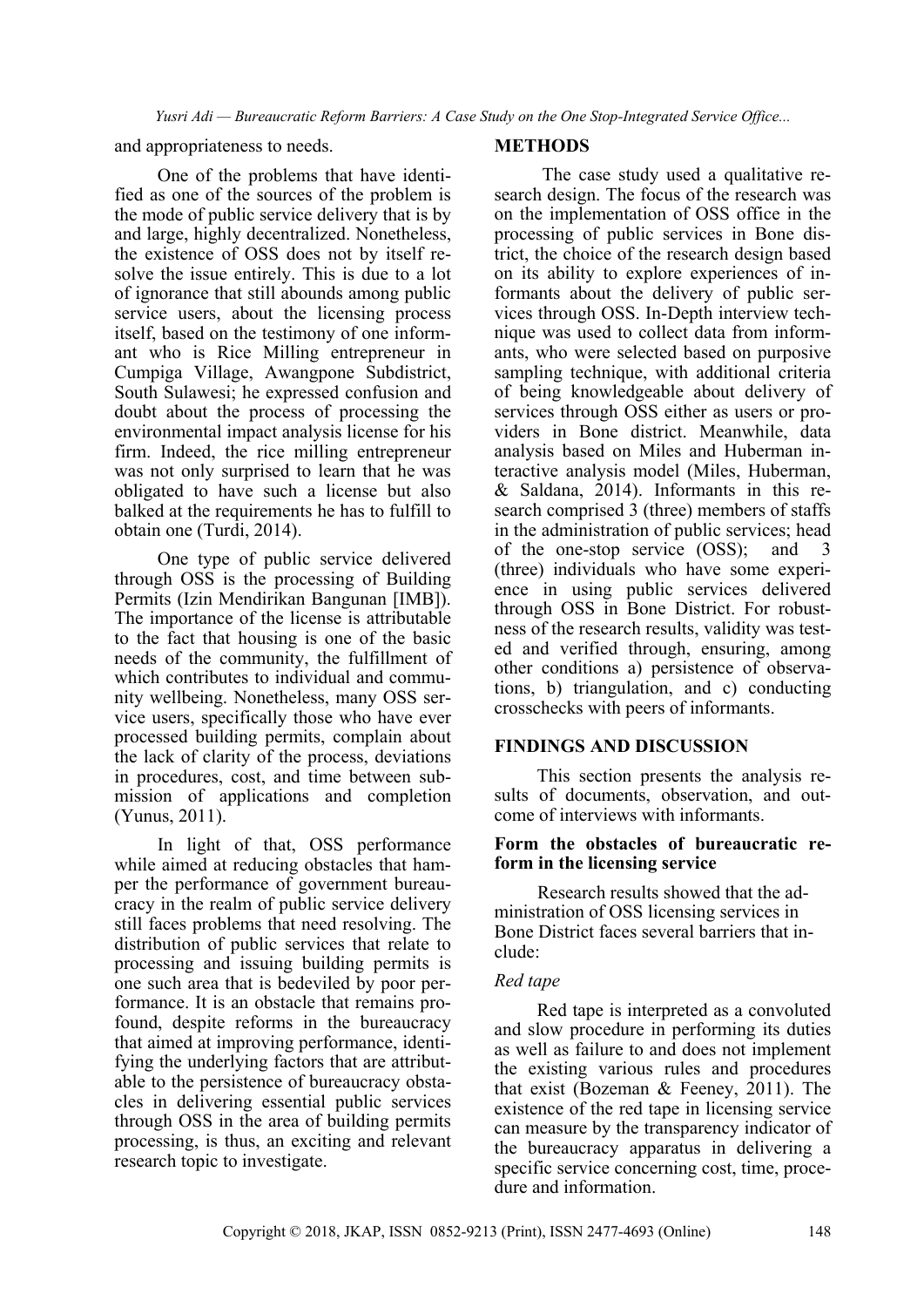and appropriateness to needs.

One of the problems that have identified as one of the sources of the problem is the mode of public service delivery that is by and large, highly decentralized. Nonetheless, the existence of OSS does not by itself resolve the issue entirely. This is due to a lot of ignorance that still abounds among public service users, about the licensing process itself, based on the testimony of one informant who is Rice Milling entrepreneur in Cumpiga Village, Awangpone Subdistrict, South Sulawesi; he expressed confusion and doubt about the process of processing the environmental impact analysis license for his firm. Indeed, the rice milling entrepreneur was not only surprised to learn that he was obligated to have such a license but also balked at the requirements he has to fulfill to obtain one (Turdi, 2014).

One type of public service delivered through OSS is the processing of Building Permits (Izin Mendirikan Bangunan [IMB]). The importance of the license is attributable to the fact that housing is one of the basic needs of the community, the fulfillment of which contributes to individual and community wellbeing. Nonetheless, many OSS service users, specifically those who have ever processed building permits, complain about the lack of clarity of the process, deviations in procedures, cost, and time between submission of applications and completion (Yunus, 2011).

In light of that, OSS performance while aimed at reducing obstacles that hamper the performance of government bureaucracy in the realm of public service delivery still faces problems that need resolving. The distribution of public services that relate to processing and issuing building permits is one such area that is bedeviled by poor performance. It is an obstacle that remains profound, despite reforms in the bureaucracy that aimed at improving performance, identifying the underlying factors that are attributable to the persistence of bureaucracy obstacles in delivering essential public services through OSS in the area of building permits processing, is thus, an exciting and relevant research topic to investigate.

## METHODS

The case study used a qualitative research design. The focus of the research was on the implementation of OSS office in the processing of public services in Bone district, the choice of the research design based on its ability to explore experiences of informants about the delivery of public services through OSS. In-Depth interview technique was used to collect data from informants, who were selected based on purposive sampling technique, with additional criteria of being knowledgeable about delivery of services through OSS either as users or providers in Bone district. Meanwhile, data analysis based on Miles and Huberman interactive analysis model (Miles, Huberman, & Saldana, 2014). Informants in this research comprised 3 (three) members of staffs in the administration of public services; head of the one-stop service (OSS); and 3 (three) individuals who have some experience in using public services delivered through OSS in Bone District. For robustness of the research results, validity was tested and verified through, ensuring, among other conditions a) persistence of observations, b) triangulation, and c) conducting crosschecks with peers of informants.

## FINDINGS AND DISCUSSION

This section presents the analysis results of documents, observation, and outcome of interviews with informants.

### Form the obstacles of bureaucratic reform in the licensing service

Research results showed that the administration of OSS licensing services in Bone District faces several barriers that include:

*Red tape*

Red tape is interpreted as a convoluted and slow procedure in performing its duties as well as failure to and does not implement the existing various rules and procedures that exist (Bozeman & Feeney, 2011). The existence of the red tape in licensing service can measure by the transparency indicator of the bureaucracy apparatus in delivering a specific service concerning cost, time, procedure and information.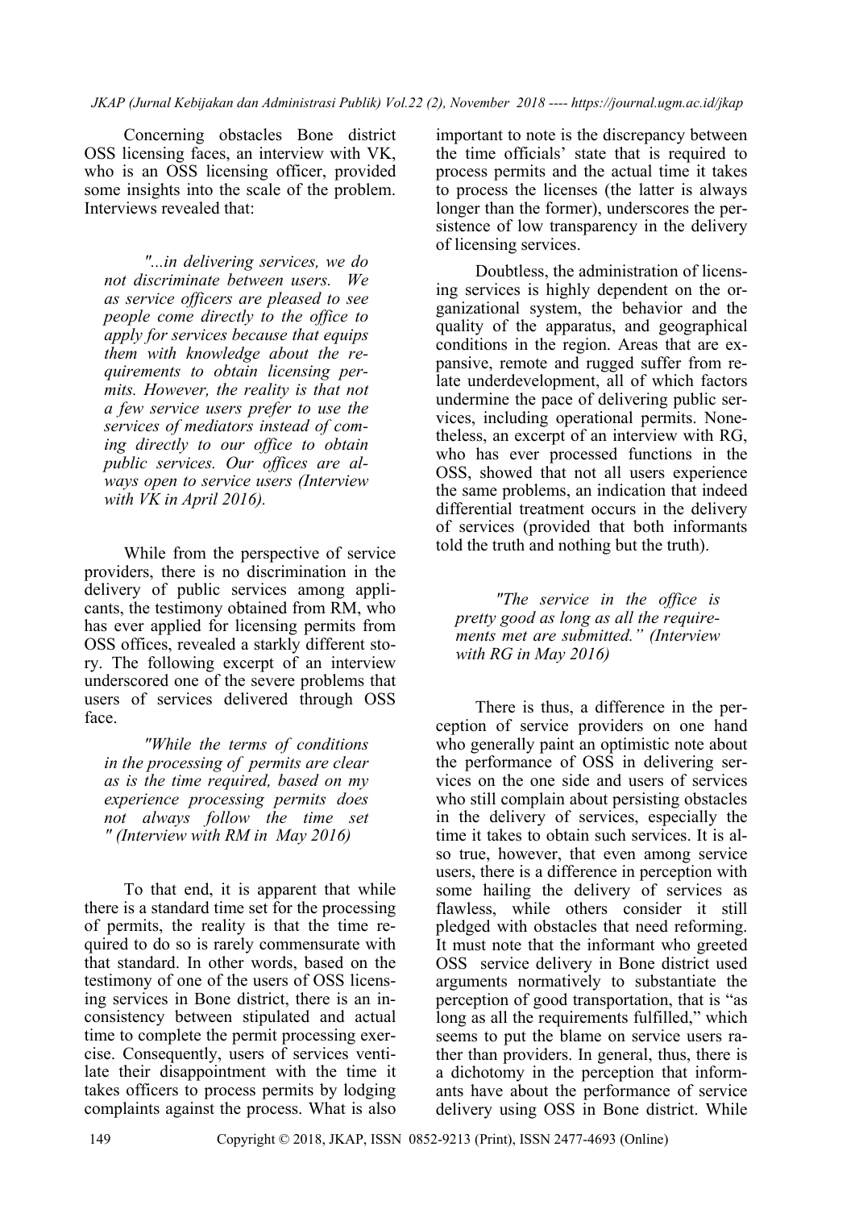Concerning obstacles Bone district OSS licensing faces, an interview with VK, who is an OSS licensing officer, provided some insights into the scale of the problem. Interviews revealed that:

> *"...in delivering services, we do not discriminate between users. We as service officers are pleased to see people come directly to the office to apply for services because that equips them with knowledge about the requirements to obtain licensing permits. However, the reality is that not a few service users prefer to use the services of mediators instead of coming directly to our office to obtain public services. Our offices are always open to service users (Interview with VK in April 2016).*

While from the perspective of service providers, there is no discrimination in the delivery of public services among applicants, the testimony obtained from RM, who has ever applied for licensing permits from OSS offices, revealed a starkly different story. The following excerpt of an interview underscored one of the severe problems that users of services delivered through OSS face.

> *"While the terms of conditions in the processing of permits are clear as is the time required, based on my experience processing permits does not always follow the time set " (Interview with RM in May 2016)*

To that end, it is apparent that while there is a standard time set for the processing of permits, the reality is that the time required to do so is rarely commensurate with that standard. In other words, based on the testimony of one of the users of OSS licensing services in Bone district, there is an inconsistency between stipulated and actual time to complete the permit processing exercise. Consequently, users of services ventilate their disappointment with the time it takes officers to process permits by lodging complaints against the process. What is also important to note is the discrepancy between the time officials' state that is required to process permits and the actual time it takes to process the licenses (the latter is always longer than the former), underscores the persistence of low transparency in the delivery of licensing services.

Doubtless, the administration of licensing services is highly dependent on the organizational system, the behavior and the quality of the apparatus, and geographical conditions in the region. Areas that are expansive, remote and rugged suffer from relate underdevelopment, all of which factors undermine the pace of delivering public services, including operational permits. Nonetheless, an excerpt of an interview with RG, who has ever processed functions in the OSS, showed that not all users experience the same problems, an indication that indeed differential treatment occurs in the delivery of services (provided that both informants told the truth and nothing but the truth).

> *"The service in the office is pretty good as long as all the requirements met are submitted." (Interview with RG in May 2016)*

There is thus, a difference in the perception of service providers on one hand who generally paint an optimistic note about the performance of OSS in delivering services on the one side and users of services who still complain about persisting obstacles in the delivery of services, especially the time it takes to obtain such services. It is also true, however, that even among service users, there is a difference in perception with some hailing the delivery of services as flawless, while others consider it still pledged with obstacles that need reforming. It must note that the informant who greeted OSS service delivery in Bone district used arguments normatively to substantiate the perception of good transportation, that is "as long as all the requirements fulfilled," which seems to put the blame on service users rather than providers. In general, thus, there is a dichotomy in the perception that informants have about the performance of service delivery using OSS in Bone district. While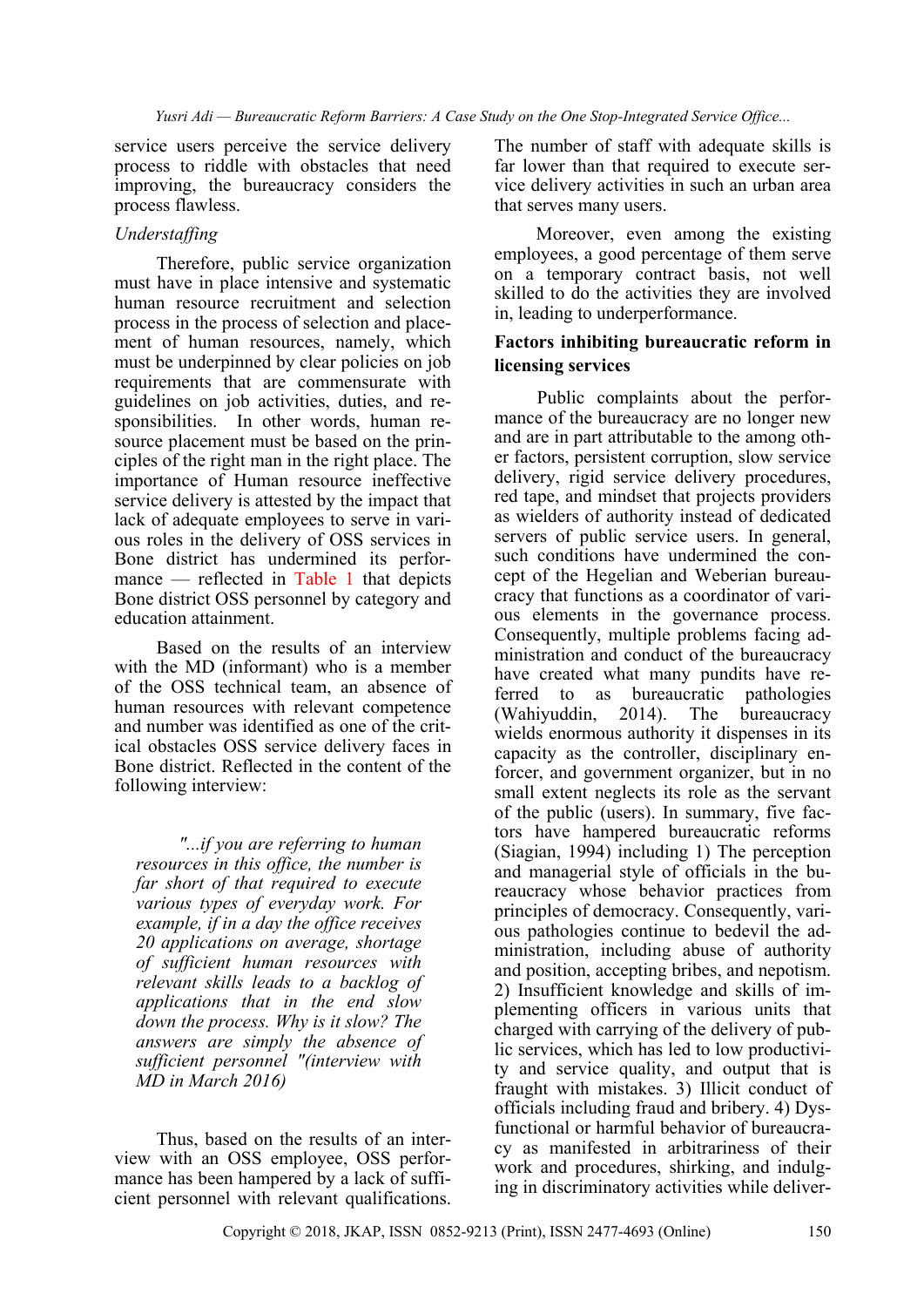service users perceive the service delivery process to riddle with obstacles that need improving, the bureaucracy considers the process flawless.

*Understaffing*

Therefore, public service organization must have in place intensive and systematic human resource recruitment and selection process in the process of selection and placement of human resources, namely, which must be underpinned by clear policies on job requirements that are commensurate with guidelines on job activities, duties, and responsibilities. In other words, human resource placement must be based on the principles of the right man in the right place. The importance of Human resource ineffective service delivery is attested by the impact that lack of adequate employees to serve in various roles in the delivery of OSS services in Bone district has undermined its performance — reflected in Table 1 that depicts Bone district OSS personnel by category and education attainment.

Based on the results of an interview with the MD (informant) who is a member of the OSS technical team, an absence of human resources with relevant competence and number was identified as one of the critical obstacles OSS service delivery faces in Bone district. Reflected in the content of the following interview:

> *"...if you are referring to human resources in this office, the number is far short of that required to execute various types of everyday work. For example, if in a day the office receives 20 applications on average, shortage of sufficient human resources with relevant skills leads to a backlog of applications that in the end slow down the process. Why is it slow? The answers are simply the absence of sufficient personnel "(interview with MD in March 2016)*

Thus, based on the results of an interview with an OSS employee, OSS performance has been hampered by a lack of sufficient personnel with relevant qualifications. The number of staff with adequate skills is far lower than that required to execute service delivery activities in such an urban area that serves many users.

Moreover, even among the existing employees, a good percentage of them serve on a temporary contract basis, not well skilled to do the activities they are involved in, leading to underperformance.

**Factors inhibiting bureaucratic reform in licensing services**

Public complaints about the performance of the bureaucracy are no longer new and are in part attributable to the among other factors, persistent corruption, slow service delivery, rigid service delivery procedures, red tape, and mindset that projects providers as wielders of authority instead of dedicated servers of public service users. In general, such conditions have undermined the concept of the Hegelian and Weberian bureaucracy that functions as a coordinator of various elements in the governance process. Consequently, multiple problems facing administration and conduct of the bureaucracy have created what many pundits have referred to as bureaucratic pathologies (Wahiyuddin, 2014). The bureaucracy wields enormous authority it dispenses in its capacity as the controller, disciplinary enforcer, and government organizer, but in no small extent neglects its role as the servant of the public (users). In summary, five factors have hampered bureaucratic reforms (Siagian, 1994) including 1) The perception and managerial style of officials in the bureaucracy whose behavior practices from principles of democracy. Consequently, various pathologies continue to bedevil the administration, including abuse of authority and position, accepting bribes, and nepotism. 2) Insufficient knowledge and skills of implementing officers in various units that charged with carrying of the delivery of public services, which has led to low productivity and service quality, and output that is fraught with mistakes. 3) Illicit conduct of officials including fraud and bribery. 4) Dysfunctional or harmful behavior of bureaucracy as manifested in arbitrariness of their work and procedures, shirking, and indulging in discriminatory activities while deliver-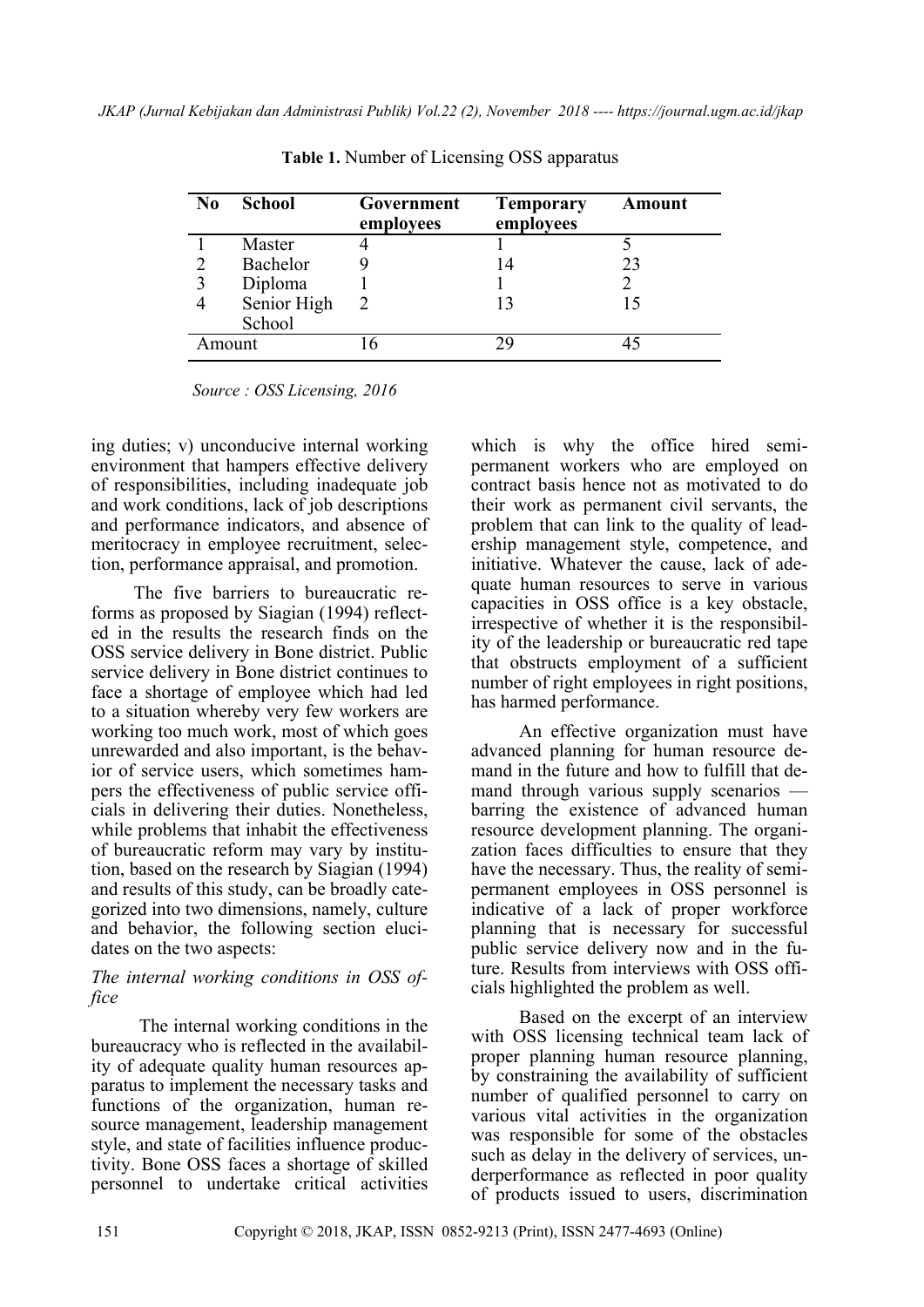**Table 1.** Number of Licensing OSS apparatus

| No | School | Government employees | Temporary employees | Amount |
|---|---|---|---|---|
| 1 | Master | 4 | 1 | 5 |
| 2 | Bachelor | 9 | 14 | 23 |
| 3 | Diploma | 1 | 1 | 2 |
| 4 | Senior High School | 2 | 13 | 15 |
| Amount | | 16 | 29 | 45 |

*Source : OSS Licensing, 2016*

ing duties; v) unconducive internal working environment that hampers effective delivery of responsibilities, including inadequate job and work conditions, lack of job descriptions and performance indicators, and absence of meritocracy in employee recruitment, selection, performance appraisal, and promotion.

The five barriers to bureaucratic reforms as proposed by Siagian (1994) reflected in the results the research finds on the OSS service delivery in Bone district. Public service delivery in Bone district continues to face a shortage of employee which had led to a situation whereby very few workers are working too much work, most of which goes unrewarded and also important, is the behavior of service users, which sometimes hampers the effectiveness of public service officials in delivering their duties. Nonetheless, while problems that inhabit the effectiveness of bureaucratic reform may vary by institution, based on the research by Siagian (1994) and results of this study, can be broadly categorized into two dimensions, namely, culture and behavior, the following section elucidates on the two aspects:

*The internal working conditions in OSS office*

The internal working conditions in the bureaucracy who is reflected in the availability of adequate quality human resources apparatus to implement the necessary tasks and functions of the organization, human resource management, leadership management style, and state of facilities influence productivity. Bone OSS faces a shortage of skilled personnel to undertake critical activities which is why the office hired semi-permanent workers who are employed on contract basis hence not as motivated to do their work as permanent civil servants, the problem that can link to the quality of leadership management style, competence, and initiative. Whatever the cause, lack of adequate human resources to serve in various capacities in OSS office is a key obstacle, irrespective of whether it is the responsibility of the leadership or bureaucratic red tape that obstructs employment of a sufficient number of right employees in right positions, has harmed performance.

An effective organization must have advanced planning for human resource demand in the future and how to fulfill that demand through various supply scenarios — barring the existence of advanced human resource development planning. The organization faces difficulties to ensure that they have the necessary. Thus, the reality of semi-permanent employees in OSS personnel is indicative of a lack of proper workforce planning that is necessary for successful public service delivery now and in the future. Results from interviews with OSS officials highlighted the problem as well.

Based on the excerpt of an interview with OSS licensing technical team lack of proper planning human resource planning, by constraining the availability of sufficient number of qualified personnel to carry on various vital activities in the organization was responsible for some of the obstacles such as delay in the delivery of services, underperformance as reflected in poor quality of products issued to users, discrimination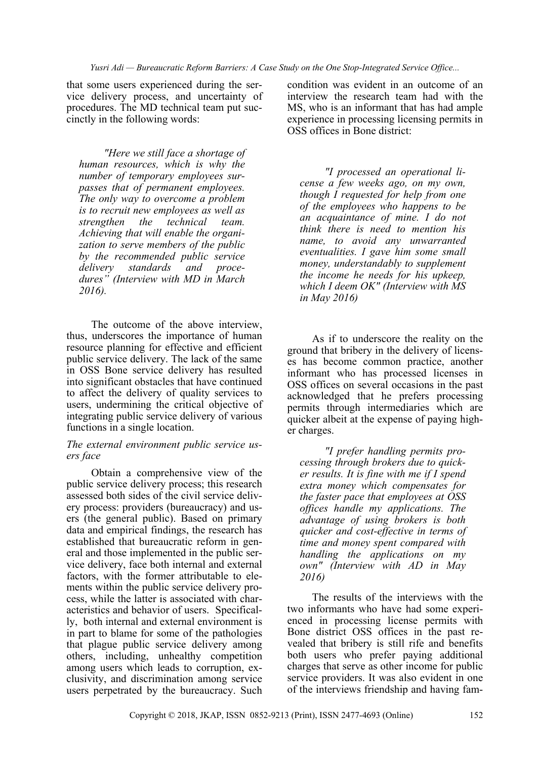that some users experienced during the service delivery process, and uncertainty of procedures. The MD technical team put succinctly in the following words:

> *"Here we still face a shortage of human resources, which is why the number of temporary employees surpasses that of permanent employees. The only way to overcome a problem is to recruit new employees as well as strengthen the technical team. Achieving that will enable the organization to serve members of the public by the recommended public service delivery standards and procedures" (Interview with MD in March 2016).*

The outcome of the above interview, thus, underscores the importance of human resource planning for effective and efficient public service delivery. The lack of the same in OSS Bone service delivery has resulted into significant obstacles that have continued to affect the delivery of quality services to users, undermining the critical objective of integrating public service delivery of various functions in a single location.

*The external environment public service users face*

Obtain a comprehensive view of the public service delivery process; this research assessed both sides of the civil service delivery process: providers (bureaucracy) and users (the general public). Based on primary data and empirical findings, the research has established that bureaucratic reform in general and those implemented in the public service delivery, face both internal and external factors, with the former attributable to elements within the public service delivery process, while the latter is associated with characteristics and behavior of users. Specifically, both internal and external environment is in part to blame for some of the pathologies that plague public service delivery among others, including, unhealthy competition among users which leads to corruption, exclusivity, and discrimination among service users perpetrated by the bureaucracy. Such condition was evident in an outcome of an interview the research team had with the MS, who is an informant that has had ample experience in processing licensing permits in OSS offices in Bone district:

> *"I processed an operational license a few weeks ago, on my own, though I requested for help from one of the employees who happens to be an acquaintance of mine. I do not think there is need to mention his name, to avoid any unwarranted eventualities. I gave him some small money, understandably to supplement the income he needs for his upkeep, which I deem OK" (Interview with MS in May 2016)*

As if to underscore the reality on the ground that bribery in the delivery of licenses has become common practice, another informant who has processed licenses in OSS offices on several occasions in the past acknowledged that he prefers processing permits through intermediaries which are quicker albeit at the expense of paying higher charges.

> *"I prefer handling permits processing through brokers due to quicker results. It is fine with me if I spend extra money which compensates for the faster pace that employees at OSS offices handle my applications. The advantage of using brokers is both quicker and cost-effective in terms of time and money spent compared with handling the applications on my own" (Interview with AD in May 2016)*

The results of the interviews with the two informants who have had some experienced in processing license permits with Bone district OSS offices in the past revealed that bribery is still rife and benefits both users who prefer paying additional charges that serve as other income for public service providers. It was also evident in one of the interviews friendship and having fam-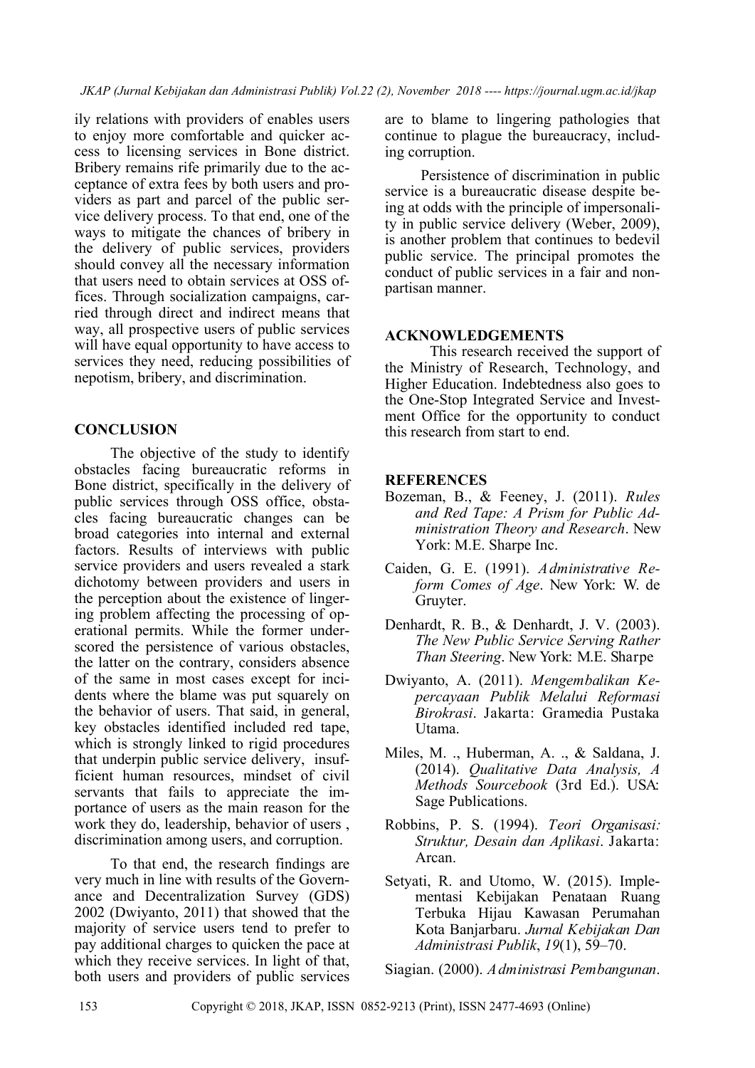ily relations with providers of enables users to enjoy more comfortable and quicker access to licensing services in Bone district. Bribery remains rife primarily due to the acceptance of extra fees by both users and providers as part and parcel of the public service delivery process. To that end, one of the ways to mitigate the chances of bribery in the delivery of public services, providers should convey all the necessary information that users need to obtain services at OSS offices. Through socialization campaigns, carried through direct and indirect means that way, all prospective users of public services will have equal opportunity to have access to services they need, reducing possibilities of nepotism, bribery, and discrimination.

## CONCLUSION

The objective of the study to identify obstacles facing bureaucratic reforms in Bone district, specifically in the delivery of public services through OSS office, obstacles facing bureaucratic changes can be broad categories into internal and external factors. Results of interviews with public service providers and users revealed a stark dichotomy between providers and users in the perception about the existence of lingering problem affecting the processing of operational permits. While the former underscored the persistence of various obstacles, the latter on the contrary, considers absence of the same in most cases except for incidents where the blame was put squarely on the behavior of users. That said, in general, key obstacles identified included red tape, which is strongly linked to rigid procedures that underpin public service delivery, insufficient human resources, mindset of civil servants that fails to appreciate the importance of users as the main reason for the work they do, leadership, behavior of users , discrimination among users, and corruption.

To that end, the research findings are very much in line with results of the Governance and Decentralization Survey (GDS) 2002 (Dwiyanto, 2011) that showed that the majority of service users tend to prefer to pay additional charges to quicken the pace at which they receive services. In light of that, both users and providers of public services are to blame to lingering pathologies that continue to plague the bureaucracy, including corruption.

Persistence of discrimination in public service is a bureaucratic disease despite being at odds with the principle of impersonality in public service delivery (Weber, 2009), is another problem that continues to bedevil public service. The principal promotes the conduct of public services in a fair and nonpartisan manner.

## ACKNOWLEDGEMENTS

This research received the support of the Ministry of Research, Technology, and Higher Education. Indebtedness also goes to the One-Stop Integrated Service and Investment Office for the opportunity to conduct this research from start to end.

## REFERENCES

Bozeman, B., & Feeney, J. (2011). *Rules and Red Tape: A Prism for Public Administration Theory and Research*. New York: M.E. Sharpe Inc.

Caiden, G. E. (1991). *Administrative Reform Comes of Age*. New York: W. de Gruyter.

Denhardt, R. B., & Denhardt, J. V. (2003). *The New Public Service Serving Rather Than Steering*. New York: M.E. Sharpe

Dwiyanto, A. (2011). *Mengembalikan Kepercayaan Publik Melalui Reformasi Birokrasi*. Jakarta: Gramedia Pustaka Utama.

Miles, M. ., Huberman, A. ., & Saldana, J. (2014). *Qualitative Data Analysis, A Methods Sourcebook* (3rd Ed.). USA: Sage Publications.

Robbins, P. S. (1994). *Teori Organisasi: Struktur, Desain dan Aplikasi*. Jakarta: Arcan.

Setyati, R. and Utomo, W. (2015). Implementasi Kebijakan Penataan Ruang Terbuka Hijau Kawasan Perumahan Kota Banjarbaru. *Jurnal Kebijakan Dan Administrasi Publik*, *19*(1), 59–70.

Siagian. (2000). *Administrasi Pembangunan*.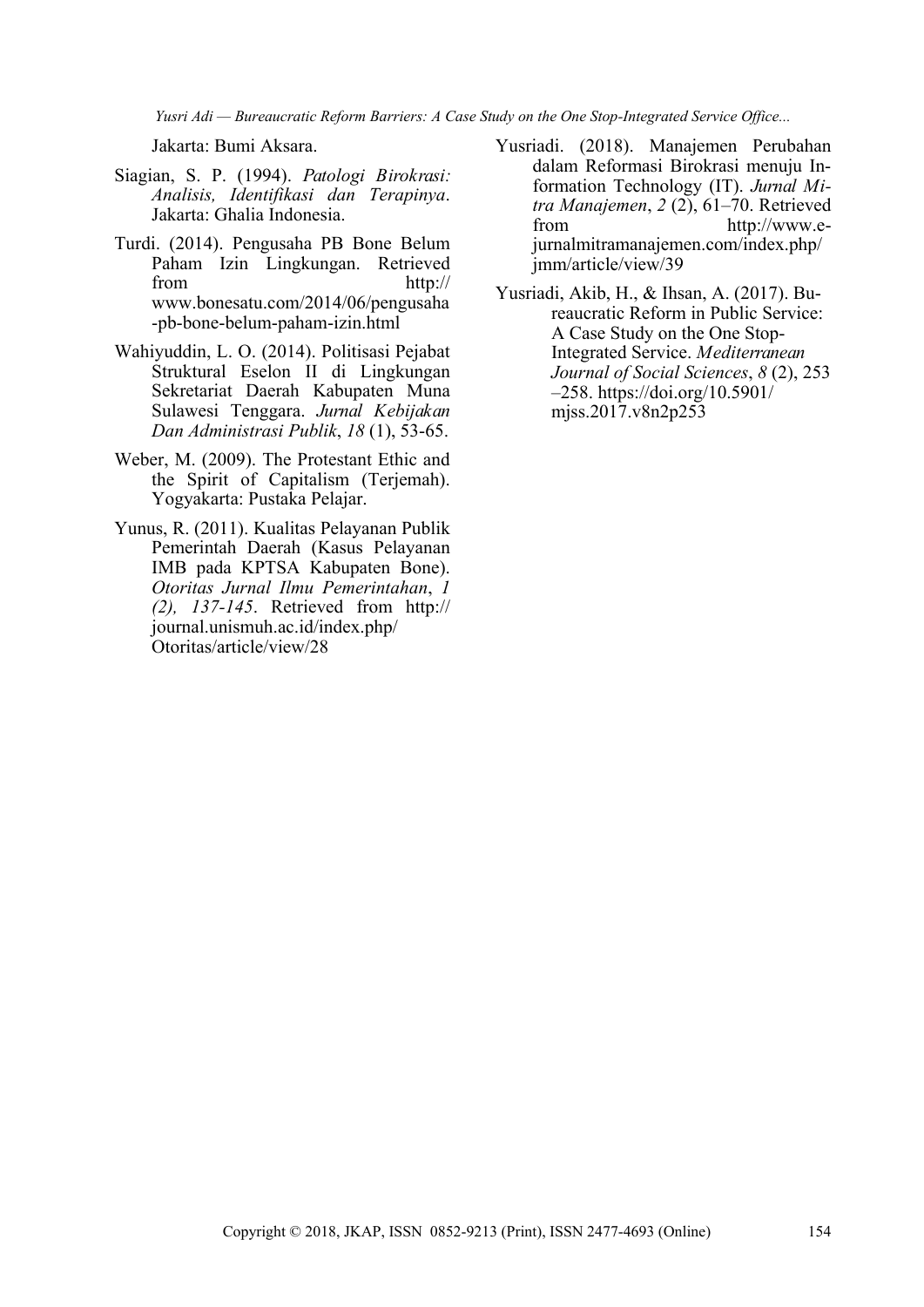Jakarta: Bumi Aksara.

Siagian, S. P. (1994). *Patologi Birokrasi: Analisis, Identifikasi dan Terapinya*. Jakarta: Ghalia Indonesia.

Turdi. (2014). Pengusaha PB Bone Belum Paham Izin Lingkungan. Retrieved from http://www.bonesatu.com/2014/06/pengusaha-pb-bone-belum-paham-izin.html

Wahiyuddin, L. O. (2014). Politisasi Pejabat Struktural Eselon II di Lingkungan Sekretariat Daerah Kabupaten Muna Sulawesi Tenggara. *Jurnal Kebijakan Dan Administrasi Publik*, *18* (1), 53-65.

Weber, M. (2009). The Protestant Ethic and the Spirit of Capitalism (Terjemah). Yogyakarta: Pustaka Pelajar.

Yunus, R. (2011). Kualitas Pelayanan Publik Pemerintah Daerah (Kasus Pelayanan IMB pada KPTSA Kabupaten Bone). *Otoritas Jurnal Ilmu Pemerintahan*, *1 (2), 137-145*. Retrieved from http://journal.unismuh.ac.id/index.php/Otoritas/article/view/28

Yusriadi. (2018). Manajemen Perubahan dalam Reformasi Birokrasi menuju Information Technology (IT). *Jurnal Mitra Manajemen*, *2* (2), 61–70. Retrieved from http://www.e-jurnalmitramanajemen.com/index.php/jmm/article/view/39

Yusriadi, Akib, H., & Ihsan, A. (2017). Bureaucratic Reform in Public Service: A Case Study on the One Stop-Integrated Service. *Mediterranean Journal of Social Sciences*, *8* (2), 253–258. https://doi.org/10.5901/mjss.2017.v8n2p253